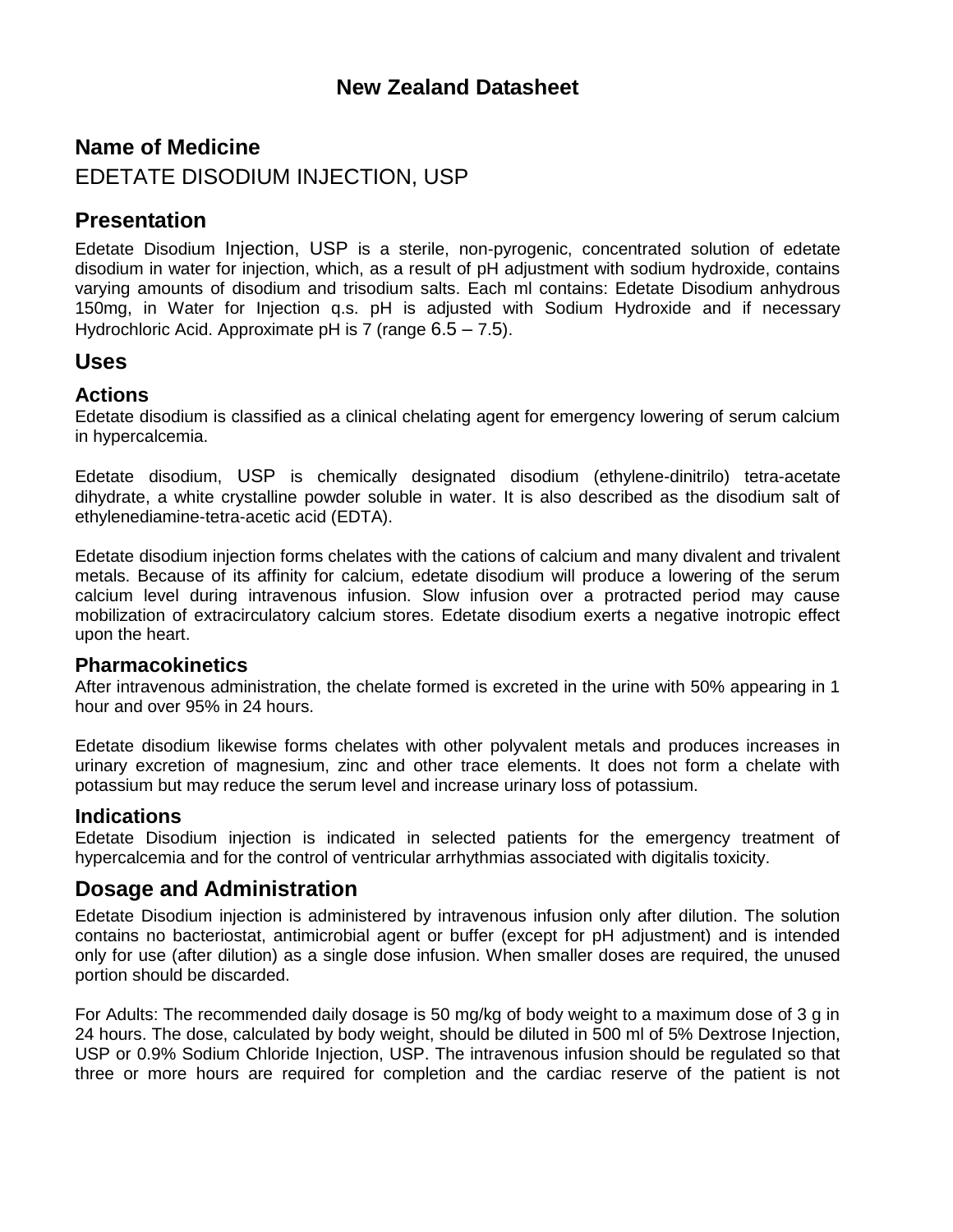# New Zealand Datasheet

## Name of Medicine

EDETATE DISODIUM INJECTION, USP

## Presentation

Edetate Disodium Injection, USP is a sterile, non-pyrogenic, concentrated solution of edetate disodium in water for injection, which, as a result of pH adjustment with sodium hydroxide, contains varying amounts of disodium and trisodium salts. Each ml contains: Edetate Disodium anhydrous 150mg, in Water for Injection q.s. pH is adjusted with Sodium Hydroxide and if necessary Hydrochloric Acid. Approximate pH is 7 (range 6.5 – 7.5).

## Uses

### Actions

Edetate disodium is classified as a clinical chelating agent for emergency lowering of serum calcium in hypercalcemia.

Edetate disodium, USP is chemically designated disodium (ethylene-dinitrilo) tetra-acetate dihydrate, a white crystalline powder soluble in water. It is also described as the disodium salt of ethylenediamine-tetra-acetic acid (EDTA).

Edetate disodium injection forms chelates with the cations of calcium and many divalent and trivalent metals. Because of its affinity for calcium, edetate disodium will produce a lowering of the serum calcium level during intravenous infusion. Slow infusion over a protracted period may cause mobilization of extracirculatory calcium stores. Edetate disodium exerts a negative inotropic effect upon the heart.

### Pharmacokinetics

After intravenous administration, the chelate formed is excreted in the urine with 50% appearing in 1 hour and over 95% in 24 hours.

Edetate disodium likewise forms chelates with other polyvalent metals and produces increases in urinary excretion of magnesium, zinc and other trace elements. It does not form a chelate with potassium but may reduce the serum level and increase urinary loss of potassium.

### Indications

Edetate Disodium injection is indicated in selected patients for the emergency treatment of hypercalcemia and for the control of ventricular arrhythmias associated with digitalis toxicity.

## Dosage and Administration

Edetate Disodium injection is administered by intravenous infusion only after dilution. The solution contains no bacteriostat, antimicrobial agent or buffer (except for pH adjustment) and is intended only for use (after dilution) as a single dose infusion. When smaller doses are required, the unused portion should be discarded.

For Adults: The recommended daily dosage is 50 mg/kg of body weight to a maximum dose of 3 g in 24 hours. The dose, calculated by body weight, should be diluted in 500 ml of 5% Dextrose Injection, USP or 0.9% Sodium Chloride Injection, USP. The intravenous infusion should be regulated so that three or more hours are required for completion and the cardiac reserve of the patient is not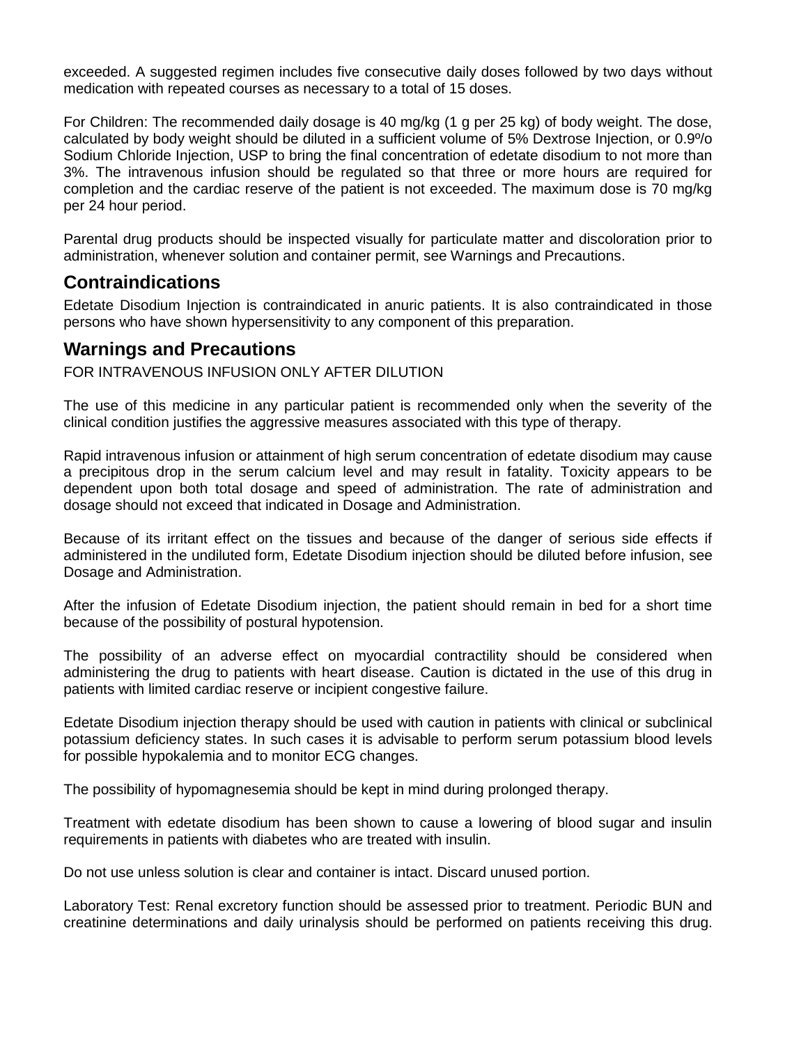exceeded. A suggested regimen includes five consecutive daily doses followed by two days without medication with repeated courses as necessary to a total of 15 doses.

For Children: The recommended daily dosage is 40 mg/kg (1 g per 25 kg) of body weight. The dose, calculated by body weight should be diluted in a sufficient volume of 5% Dextrose Injection, or 0.9º/o Sodium Chloride Injection, USP to bring the final concentration of edetate disodium to not more than 3%. The intravenous infusion should be regulated so that three or more hours are required for completion and the cardiac reserve of the patient is not exceeded. The maximum dose is 70 mg/kg per 24 hour period.

Parental drug products should be inspected visually for particulate matter and discoloration prior to administration, whenever solution and container permit, see Warnings and Precautions.

## Contraindications

Edetate Disodium Injection is contraindicated in anuric patients. It is also contraindicated in those persons who have shown hypersensitivity to any component of this preparation.

## Warnings and Precautions

FOR INTRAVENOUS INFUSION ONLY AFTER DILUTION

The use of this medicine in any particular patient is recommended only when the severity of the clinical condition justifies the aggressive measures associated with this type of therapy.

Rapid intravenous infusion or attainment of high serum concentration of edetate disodium may cause a precipitous drop in the serum calcium level and may result in fatality. Toxicity appears to be dependent upon both total dosage and speed of administration. The rate of administration and dosage should not exceed that indicated in Dosage and Administration.

Because of its irritant effect on the tissues and because of the danger of serious side effects if administered in the undiluted form, Edetate Disodium injection should be diluted before infusion, see Dosage and Administration.

After the infusion of Edetate Disodium injection, the patient should remain in bed for a short time because of the possibility of postural hypotension.

The possibility of an adverse effect on myocardial contractility should be considered when administering the drug to patients with heart disease. Caution is dictated in the use of this drug in patients with limited cardiac reserve or incipient congestive failure.

Edetate Disodium injection therapy should be used with caution in patients with clinical or subclinical potassium deficiency states. In such cases it is advisable to perform serum potassium blood levels for possible hypokalemia and to monitor ECG changes.

The possibility of hypomagnesemia should be kept in mind during prolonged therapy.

Treatment with edetate disodium has been shown to cause a lowering of blood sugar and insulin requirements in patients with diabetes who are treated with insulin.

Do not use unless solution is clear and container is intact. Discard unused portion.

Laboratory Test: Renal excretory function should be assessed prior to treatment. Periodic BUN and creatinine determinations and daily urinalysis should be performed on patients receiving this drug.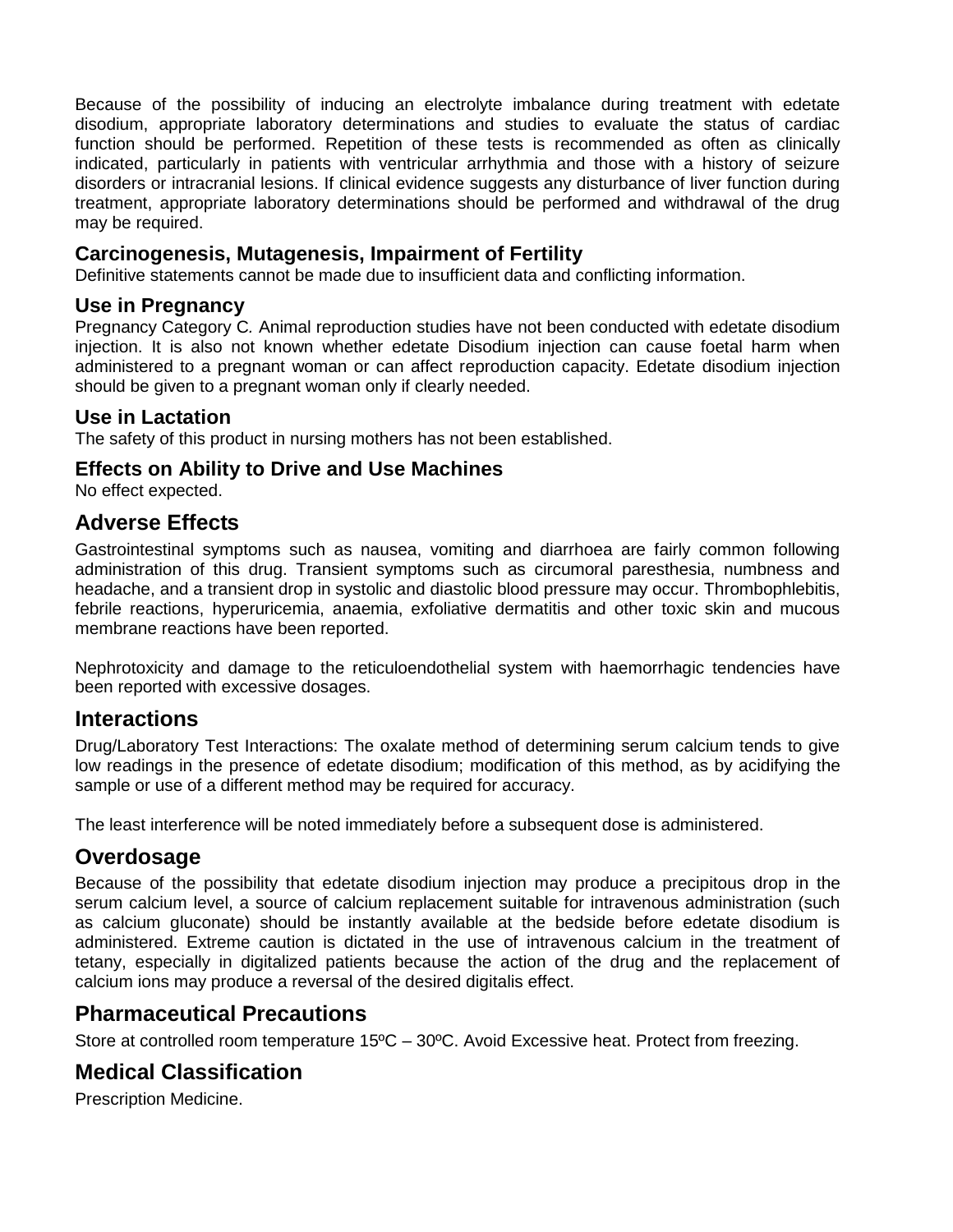Because of the possibility of inducing an electrolyte imbalance during treatment with edetate disodium, appropriate laboratory determinations and studies to evaluate the status of cardiac function should be performed. Repetition of these tests is recommended as often as clinically indicated, particularly in patients with ventricular arrhythmia and those with a history of seizure disorders or intracranial lesions. If clinical evidence suggests any disturbance of liver function during treatment, appropriate laboratory determinations should be performed and withdrawal of the drug may be required.

### Carcinogenesis, Mutagenesis, Impairment of Fertility

Definitive statements cannot be made due to insufficient data and conflicting information.

### Use in Pregnancy

Pregnancy Category C. Animal reproduction studies have not been conducted with edetate disodium injection. It is also not known whether edetate Disodium injection can cause foetal harm when administered to a pregnant woman or can affect reproduction capacity. Edetate disodium injection should be given to a pregnant woman only if clearly needed.

### Use in Lactation

The safety of this product in nursing mothers has not been established.

### Effects on Ability to Drive and Use Machines

No effect expected.

## Adverse Effects

Gastrointestinal symptoms such as nausea, vomiting and diarrhoea are fairly common following administration of this drug. Transient symptoms such as circumoral paresthesia, numbness and headache, and a transient drop in systolic and diastolic blood pressure may occur. Thrombophlebitis, febrile reactions, hyperuricemia, anaemia, exfoliative dermatitis and other toxic skin and mucous membrane reactions have been reported.

Nephrotoxicity and damage to the reticuloendothelial system with haemorrhagic tendencies have been reported with excessive dosages.

## Interactions

Drug/Laboratory Test Interactions: The oxalate method of determining serum calcium tends to give low readings in the presence of edetate disodium; modification of this method, as by acidifying the sample or use of a different method may be required for accuracy.

The least interference will be noted immediately before a subsequent dose is administered.

## Overdosage

Because of the possibility that edetate disodium injection may produce a precipitous drop in the serum calcium level, a source of calcium replacement suitable for intravenous administration (such as calcium gluconate) should be instantly available at the bedside before edetate disodium is administered. Extreme caution is dictated in the use of intravenous calcium in the treatment of tetany, especially in digitalized patients because the action of the drug and the replacement of calcium ions may produce a reversal of the desired digitalis effect.

## Pharmaceutical Precautions

Store at controlled room temperature 15ºC – 30ºC. Avoid Excessive heat. Protect from freezing.

## Medical Classification

Prescription Medicine.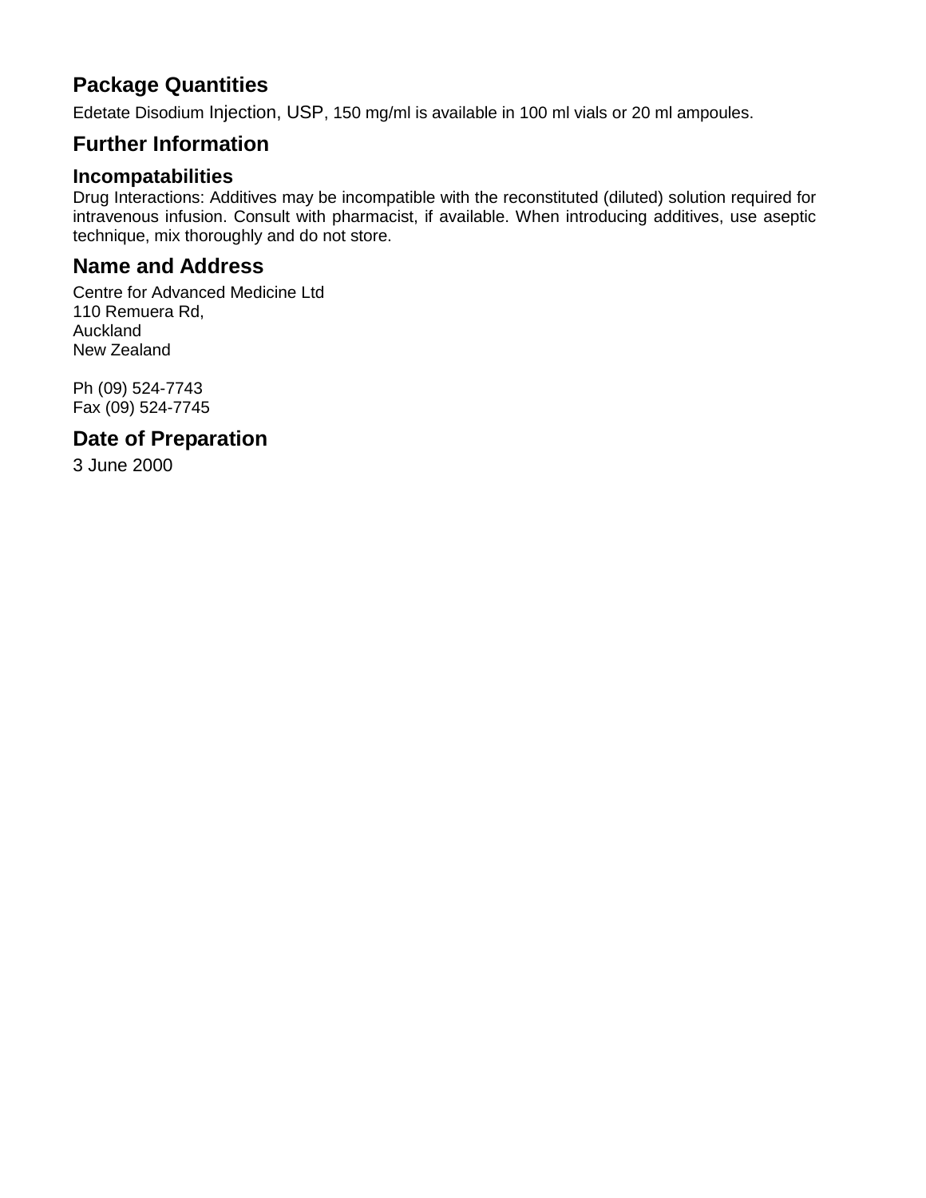## Package Quantities

Edetate Disodium Injection, USP, 150 mg/ml is available in 100 ml vials or 20 ml ampoules.

## Further Information

### Incompatabilities

Drug Interactions: Additives may be incompatible with the reconstituted (diluted) solution required for intravenous infusion. Consult with pharmacist, if available. When introducing additives, use aseptic technique, mix thoroughly and do not store.

## Name and Address

Centre for Advanced Medicine Ltd
110 Remuera Rd,
Auckland
New Zealand

Ph (09) 524-7743
Fax (09) 524-7745

## Date of Preparation

3 June 2000